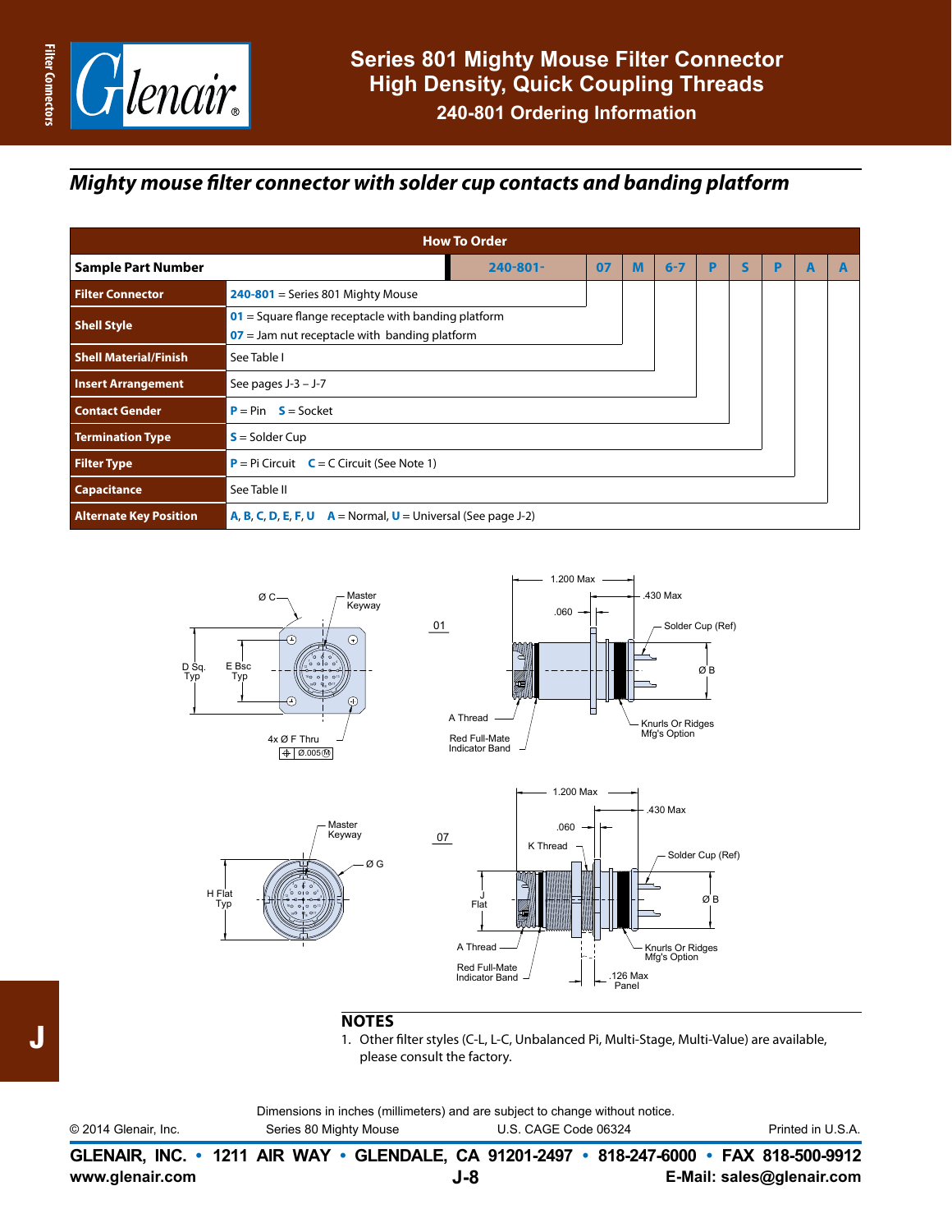# Series 801 Mighty Mouse Filter Connector
## High Density, Quick Coupling Threads
### 240-801 Ordering Information

## *Mighty mouse filter connector with solder cup contacts and banding platform*

| How To Order | |
|---|---|
| **Sample Part Number** | 240-801- 07 M 6-7 P S P A A |
| **Filter Connector** | **240-801** = Series 801 Mighty Mouse |
| **Shell Style** | **01** = Square flange receptacle with banding platform<br>**07** = Jam nut receptacle with banding platform |
| **Shell Material/Finish** | See Table I |
| **Insert Arrangement** | See pages J-3 – J-7 |
| **Contact Gender** | **P** = Pin **S** = Socket |
| **Termination Type** | **S** = Solder Cup |
| **Filter Type** | **P** = Pi Circuit **C** = C Circuit (See Note 1) |
| **Capacitance** | See Table II |
| **Alternate Key Position** | **A, B, C, D, E, F, U** **A** = Normal, **U** = Universal (See page J-2) |

01: Ø C, Master Keyway, D Sq. Typ, E Bsc Typ, 4x Ø F Thru, Ø.005 Ⓜ, 1.200 Max, .430 Max, .060, Solder Cup (Ref), Ø B, A Thread, Red Full-Mate Indicator Band, Knurls Or Ridges Mfg's Option

07: Master Keyway, Ø G, H Flat Typ, 1.200 Max, .430 Max, .060, K Thread, Solder Cup (Ref), J Flat, Ø B, A Thread, Red Full-Mate Indicator Band, Knurls Or Ridges Mfg's Option, .126 Max Panel

## NOTES

1. Other filter styles (C-L, L-C, Unbalanced Pi, Multi-Stage, Multi-Value) are available, please consult the factory.

Dimensions in inches (millimeters) and are subject to change without notice.

© 2014 Glenair, Inc. Series 80 Mighty Mouse U.S. CAGE Code 06324 Printed in U.S.A.

**GLENAIR, INC. • 1211 AIR WAY • GLENDALE, CA 91201-2497 • 818-247-6000 • FAX 818-500-9912**
**www.glenair.com** **E-Mail: sales@glenair.com**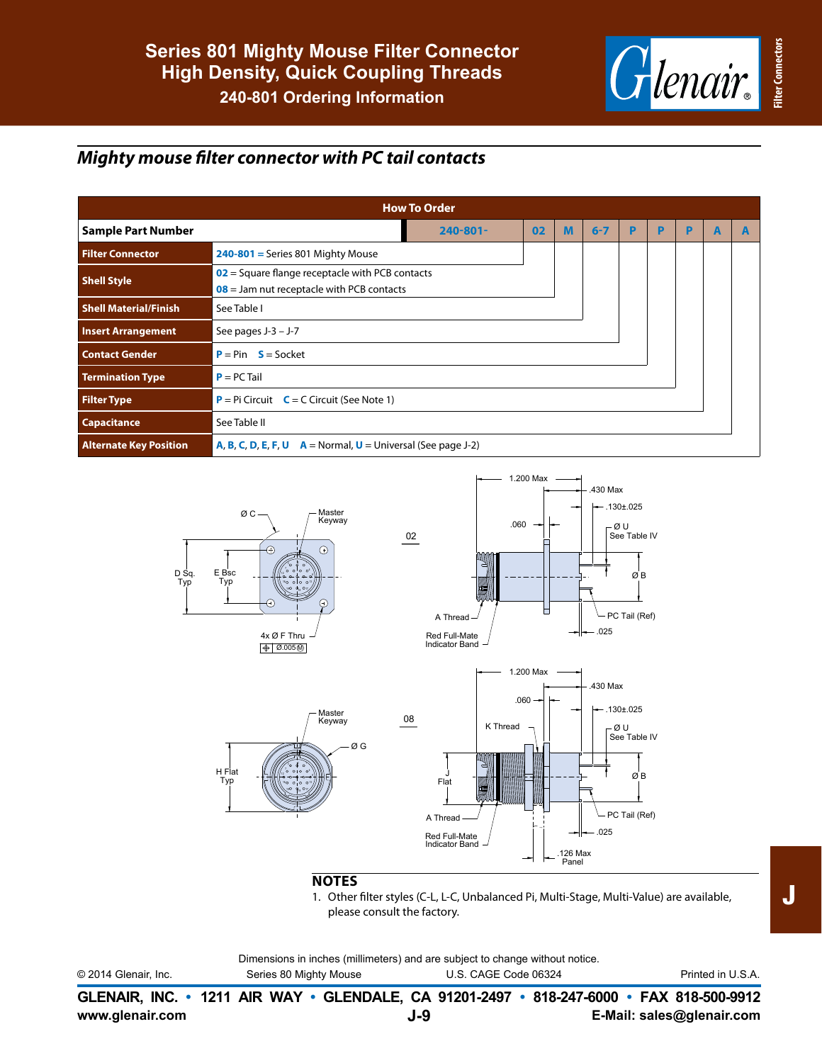# Series 801 Mighty Mouse Filter Connector
## High Density, Quick Coupling Threads
### 240-801 Ordering Information

## *Mighty mouse filter connector with PC tail contacts*

| How To Order | | | | | | | | | |
|---|---|---|---|---|---|---|---|---|---|
| **Sample Part Number** | 240-801- | 02 | M | 6-7 | P | P | P | A | A |

| | |
|---|---|
| **Filter Connector** | 240-801 = Series 801 Mighty Mouse |
| **Shell Style** | 02 = Square flange receptacle with PCB contacts<br>08 = Jam nut receptacle with PCB contacts |
| **Shell Material/Finish** | See Table I |
| **Insert Arrangement** | See pages J-3 – J-7 |
| **Contact Gender** | P = Pin S = Socket |
| **Termination Type** | P = PC Tail |
| **Filter Type** | P = Pi Circuit C = C Circuit (See Note 1) |
| **Capacitance** | See Table II |
| **Alternate Key Position** | A, B, C, D, E, F, U A = Normal, U = Universal (See page J-2) |

02

Ø C, Master Keyway, D Sq. Typ, E Bsc Typ, 4x Ø F Thru, Ø.005 Ⓜ

1.200 Max, .430 Max, .130±.025, .060, Ø U See Table IV, Ø B, A Thread, PC Tail (Ref), .025, Red Full-Mate Indicator Band

08

Master Keyway, Ø G, H Flat Typ

1.200 Max, .430 Max, .060, .130±.025, K Thread, Ø U See Table IV, J Flat, Ø B, A Thread, PC Tail (Ref), .025, Red Full-Mate Indicator Band, .126 Max Panel

## NOTES

1. Other filter styles (C-L, L-C, Unbalanced Pi, Multi-Stage, Multi-Value) are available, please consult the factory.

Dimensions in inches (millimeters) and are subject to change without notice.

© 2014 Glenair, Inc. Series 80 Mighty Mouse U.S. CAGE Code 06324 Printed in U.S.A.

**GLENAIR, INC. • 1211 AIR WAY • GLENDALE, CA 91201-2497 • 818-247-6000 • FAX 818-500-9912**

**www.glenair.com J-9 E-Mail: sales@glenair.com**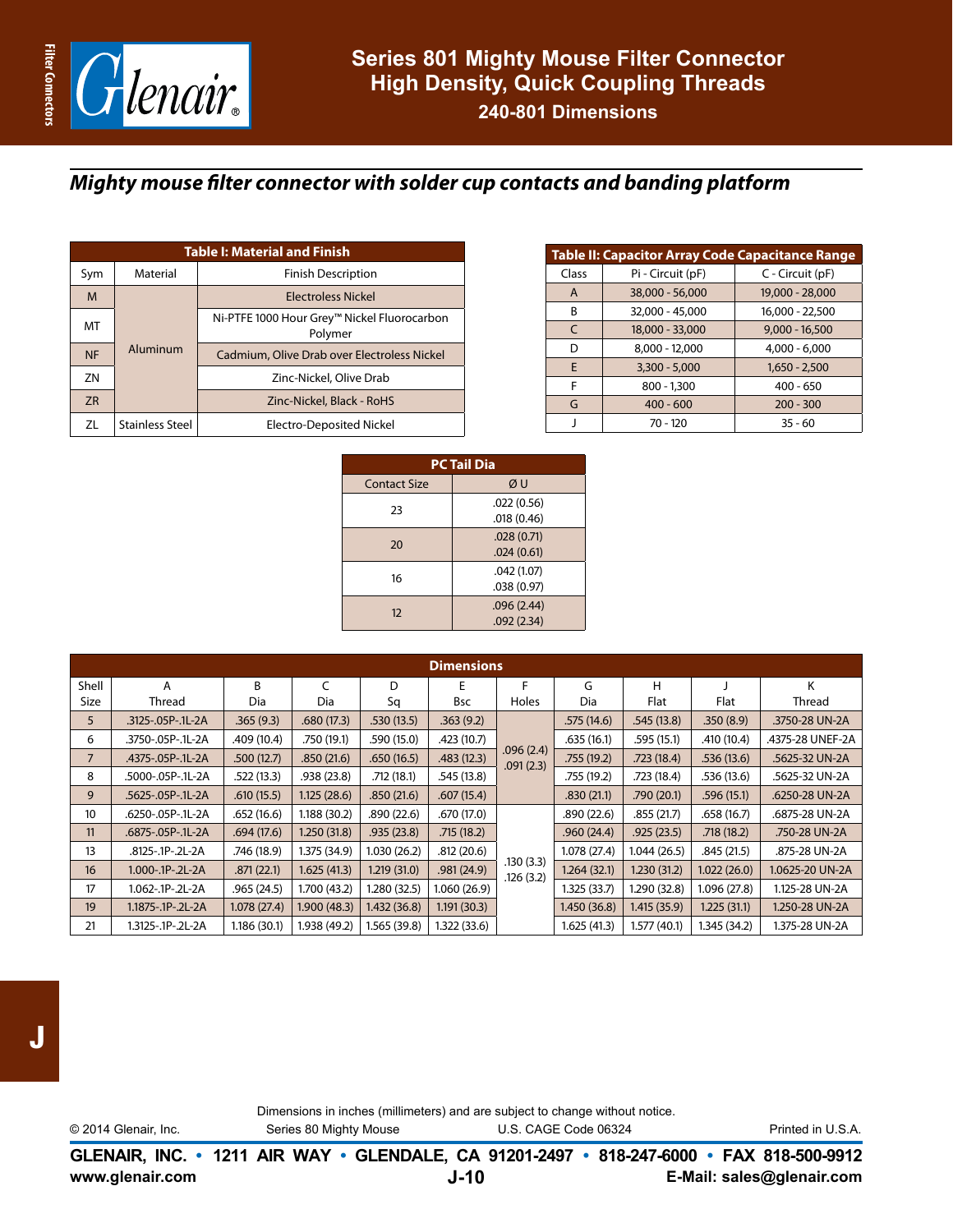# Series 801 Mighty Mouse Filter Connector
## High Density, Quick Coupling Threads
### 240-801 Dimensions

## *Mighty mouse filter connector with solder cup contacts and banding platform*

**Table I: Material and Finish**

| Sym | Material | Finish Description |
|---|---|---|
| M | Aluminum | Electroless Nickel |
| MT | | Ni-PTFE 1000 Hour Grey™ Nickel Fluorocarbon Polymer |
| NF | | Cadmium, Olive Drab over Electroless Nickel |
| ZN | | Zinc-Nickel, Olive Drab |
| ZR | | Zinc-Nickel, Black - RoHS |
| ZL | Stainless Steel | Electro-Deposited Nickel |

**Table II: Capacitor Array Code Capacitance Range**

| Class | Pi - Circuit (pF) | C - Circuit (pF) |
|---|---|---|
| A | 38,000 - 56,000 | 19,000 - 28,000 |
| B | 32,000 - 45,000 | 16,000 - 22,500 |
| C | 18,000 - 33,000 | 9,000 - 16,500 |
| D | 8,000 - 12,000 | 4,000 - 6,000 |
| E | 3,300 - 5,000 | 1,650 - 2,500 |
| F | 800 - 1,300 | 400 - 650 |
| G | 400 - 600 | 200 - 300 |
| J | 70 - 120 | 35 - 60 |

**PC Tail Dia**

| Contact Size | Ø U |
|---|---|
| 23 | .022 (0.56)<br>.018 (0.46) |
| 20 | .028 (0.71)<br>.024 (0.61) |
| 16 | .042 (1.07)<br>.038 (0.97) |
| 12 | .096 (2.44)<br>.092 (2.34) |

**Dimensions**

| Shell Size | A Thread | B Dia | C Dia | D Sq | E Bsc | F Holes | G Dia | H Flat | J Flat | K Thread |
|---|---|---|---|---|---|---|---|---|---|---|
| 5 | .3125-.05P-.1L-2A | .365 (9.3) | .680 (17.3) | .530 (13.5) | .363 (9.2) | .096 (2.4)<br>.091 (2.3) | .575 (14.6) | .545 (13.8) | .350 (8.9) | .3750-28 UN-2A |
| 6 | .3750-.05P-.1L-2A | .409 (10.4) | .750 (19.1) | .590 (15.0) | .423 (10.7) | | .635 (16.1) | .595 (15.1) | .410 (10.4) | .4375-28 UNEF-2A |
| 7 | .4375-.05P-.1L-2A | .500 (12.7) | .850 (21.6) | .650 (16.5) | .483 (12.3) | | .755 (19.2) | .723 (18.4) | .536 (13.6) | .5625-32 UN-2A |
| 8 | .5000-.05P-.1L-2A | .522 (13.3) | .938 (23.8) | .712 (18.1) | .545 (13.8) | | .755 (19.2) | .723 (18.4) | .536 (13.6) | .5625-32 UN-2A |
| 9 | .5625-.05P-.1L-2A | .610 (15.5) | 1.125 (28.6) | .850 (21.6) | .607 (15.4) | | .830 (21.1) | .790 (20.1) | .596 (15.1) | .6250-28 UN-2A |
| 10 | .6250-.05P-.1L-2A | .652 (16.6) | 1.188 (30.2) | .890 (22.6) | .670 (17.0) | .130 (3.3)<br>.126 (3.2) | .890 (22.6) | .855 (21.7) | .658 (16.7) | .6875-28 UN-2A |
| 11 | .6875-.05P-.1L-2A | .694 (17.6) | 1.250 (31.8) | .935 (23.8) | .715 (18.2) | | .960 (24.4) | .925 (23.5) | .718 (18.2) | .750-28 UN-2A |
| 13 | .8125-.1P-.2L-2A | .746 (18.9) | 1.375 (34.9) | 1.030 (26.2) | .812 (20.6) | | 1.078 (27.4) | 1.044 (26.5) | .845 (21.5) | .875-28 UN-2A |
| 16 | 1.000-.1P-.2L-2A | .871 (22.1) | 1.625 (41.3) | 1.219 (31.0) | .981 (24.9) | | 1.264 (32.1) | 1.230 (31.2) | 1.022 (26.0) | 1.0625-20 UN-2A |
| 17 | 1.062-.1P-.2L-2A | .965 (24.5) | 1.700 (43.2) | 1.280 (32.5) | 1.060 (26.9) | | 1.325 (33.7) | 1.290 (32.8) | 1.096 (27.8) | 1.125-28 UN-2A |
| 19 | 1.1875-.1P-.2L-2A | 1.078 (27.4) | 1.900 (48.3) | 1.432 (36.8) | 1.191 (30.3) | | 1.450 (36.8) | 1.415 (35.9) | 1.225 (31.1) | 1.250-28 UN-2A |
| 21 | 1.3125-.1P-.2L-2A | 1.186 (30.1) | 1.938 (49.2) | 1.565 (39.8) | 1.322 (33.6) | | 1.625 (41.3) | 1.577 (40.1) | 1.345 (34.2) | 1.375-28 UN-2A |

Dimensions in inches (millimeters) and are subject to change without notice.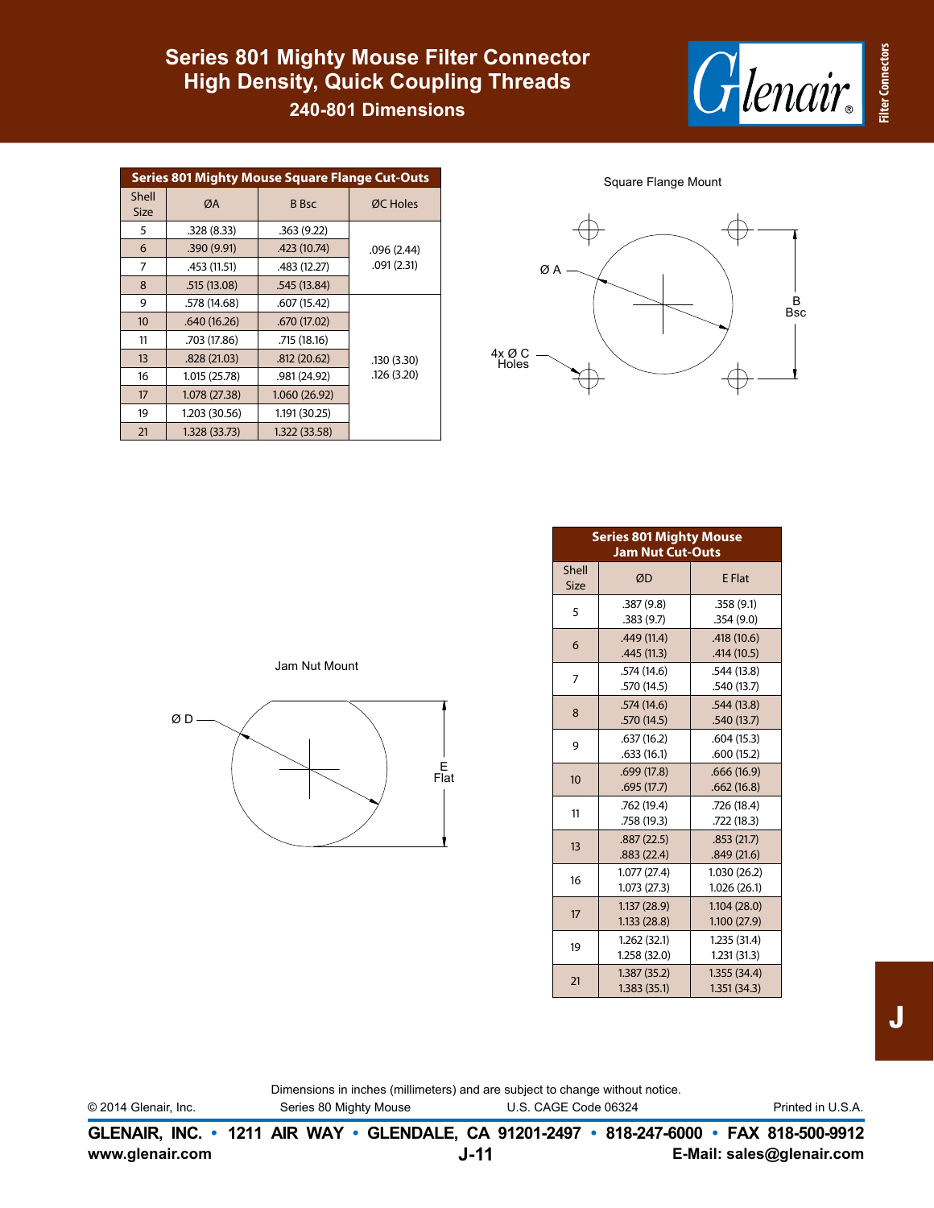# Series 801 Mighty Mouse Filter Connector
## High Density, Quick Coupling Threads
### 240-801 Dimensions

**Series 801 Mighty Mouse Square Flange Cut-Outs**

| Shell Size | ØA | B Bsc | ØC Holes |
|---|---|---|---|
| 5 | .328 (8.33) | .363 (9.22) | |
| 6 | .390 (9.91) | .423 (10.74) | .096 (2.44) .091 (2.31) |
| 7 | .453 (11.51) | .483 (12.27) | |
| 8 | .515 (13.08) | .545 (13.84) | |
| 9 | .578 (14.68) | .607 (15.42) | |
| 10 | .640 (16.26) | .670 (17.02) | |
| 11 | .703 (17.86) | .715 (18.16) | |
| 13 | .828 (21.03) | .812 (20.62) | .130 (3.30) .126 (3.20) |
| 16 | 1.015 (25.78) | .981 (24.92) | |
| 17 | 1.078 (27.38) | 1.060 (26.92) | |
| 19 | 1.203 (30.56) | 1.191 (30.25) | |
| 21 | 1.328 (33.73) | 1.322 (33.58) | |

Square Flange Mount

Ø A

B Bsc

4x Ø C Holes

Jam Nut Mount

Ø D

E Flat

**Series 801 Mighty Mouse Jam Nut Cut-Outs**

| Shell Size | ØD | E Flat |
|---|---|---|
| 5 | .387 (9.8) .383 (9.7) | .358 (9.1) .354 (9.0) |
| 6 | .449 (11.4) .445 (11.3) | .418 (10.6) .414 (10.5) |
| 7 | .574 (14.6) .570 (14.5) | .544 (13.8) .540 (13.7) |
| 8 | .574 (14.6) .570 (14.5) | .544 (13.8) .540 (13.7) |
| 9 | .637 (16.2) .633 (16.1) | .604 (15.3) .600 (15.2) |
| 10 | .699 (17.8) .695 (17.7) | .666 (16.9) .662 (16.8) |
| 11 | .762 (19.4) .758 (19.3) | .726 (18.4) .722 (18.3) |
| 13 | .887 (22.5) .883 (22.4) | .853 (21.7) .849 (21.6) |
| 16 | 1.077 (27.4) 1.073 (27.3) | 1.030 (26.2) 1.026 (26.1) |
| 17 | 1.137 (28.9) 1.133 (28.8) | 1.104 (28.0) 1.100 (27.9) |
| 19 | 1.262 (32.1) 1.258 (32.0) | 1.235 (31.4) 1.231 (31.3) |
| 21 | 1.387 (35.2) 1.383 (35.1) | 1.355 (34.4) 1.351 (34.3) |

Dimensions in inches (millimeters) and are subject to change without notice.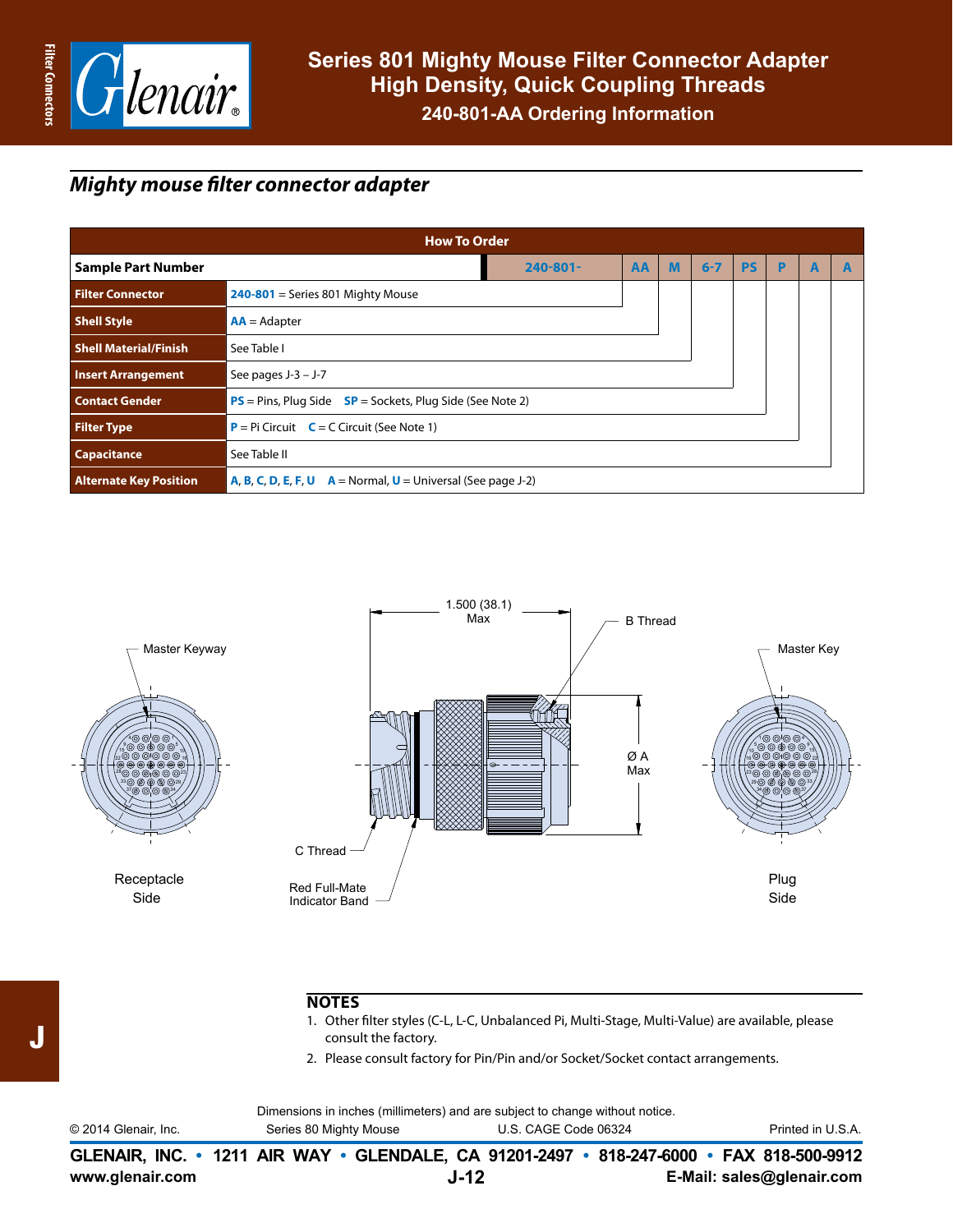# Series 801 Mighty Mouse Filter Connector Adapter
## High Density, Quick Coupling Threads
### 240-801-AA Ordering Information

## *Mighty mouse filter connector adapter*

**How To Order**

| Sample Part Number | 240-801- | AA | M | 6-7 | PS | P | A | A |
|---|---|---|---|---|---|---|---|---|
| **Filter Connector** | **240-801** = Series 801 Mighty Mouse | | | | | | | |
| **Shell Style** | **AA** = Adapter | | | | | | | |
| **Shell Material/Finish** | See Table I | | | | | | | |
| **Insert Arrangement** | See pages J-3 – J-7 | | | | | | | |
| **Contact Gender** | **PS** = Pins, Plug Side **SP** = Sockets, Plug Side (See Note 2) | | | | | | | |
| **Filter Type** | **P** = Pi Circuit **C** = C Circuit (See Note 1) | | | | | | | |
| **Capacitance** | See Table II | | | | | | | |
| **Alternate Key Position** | **A**, **B**, **C**, **D**, **E**, **F**, **U** **A** = Normal, **U** = Universal (See page J-2) | | | | | | | |

Master Keyway

1.500 (38.1) Max

B Thread

Master Key

Ø A Max

C Thread

Red Full-Mate Indicator Band

Receptacle Side

Plug Side

## NOTES

1. Other filter styles (C-L, L-C, Unbalanced Pi, Multi-Stage, Multi-Value) are available, please consult the factory.
2. Please consult factory for Pin/Pin and/or Socket/Socket contact arrangements.

Dimensions in inches (millimeters) and are subject to change without notice.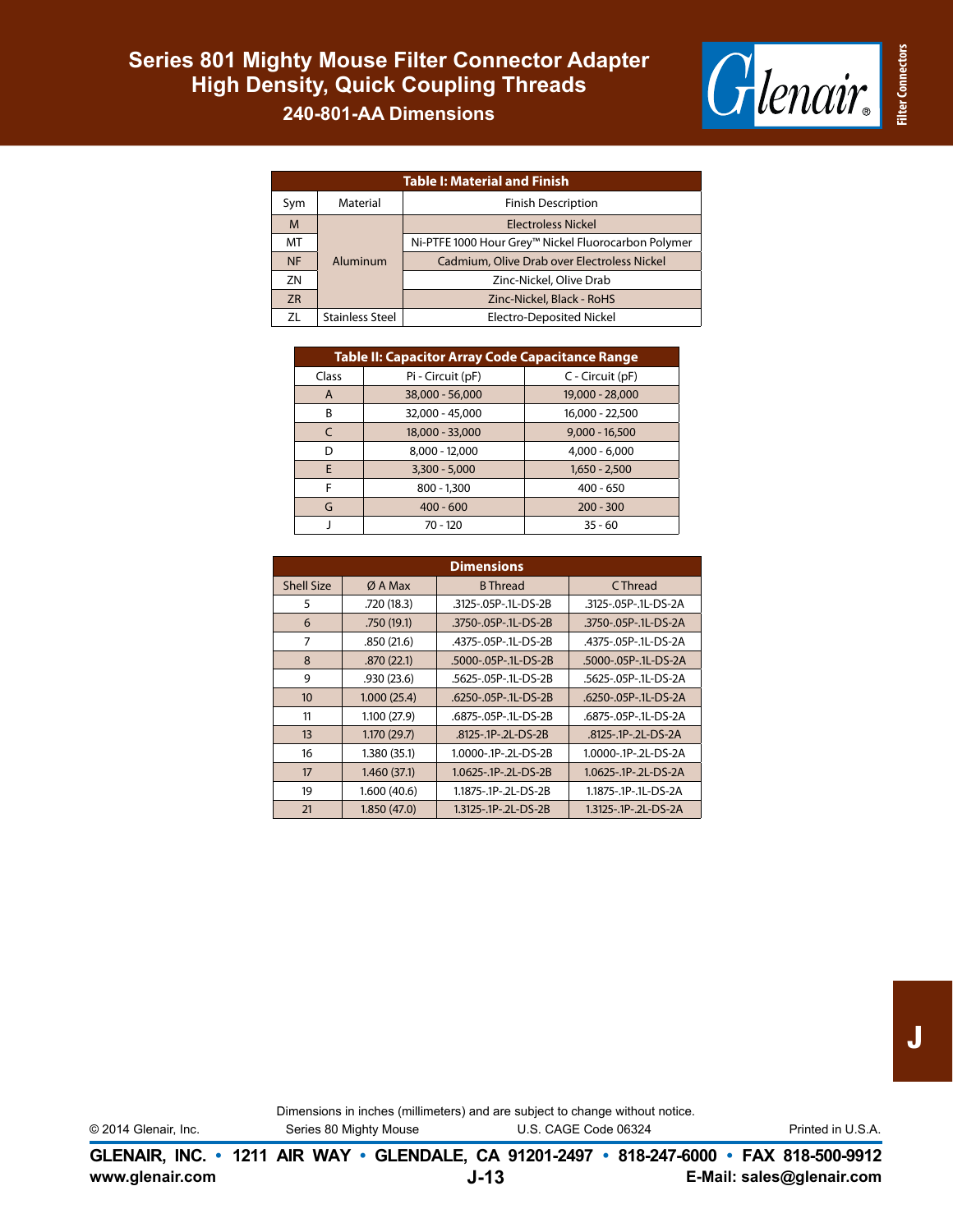# Series 801 Mighty Mouse Filter Connector Adapter
## High Density, Quick Coupling Threads
### 240-801-AA Dimensions

**Table I: Material and Finish**

| Sym | Material | Finish Description |
|---|---|---|
| M | Aluminum | Electroless Nickel |
| MT | | Ni-PTFE 1000 Hour Grey™ Nickel Fluorocarbon Polymer |
| NF | | Cadmium, Olive Drab over Electroless Nickel |
| ZN | | Zinc-Nickel, Olive Drab |
| ZR | | Zinc-Nickel, Black - RoHS |
| ZL | Stainless Steel | Electro-Deposited Nickel |

**Table II: Capacitor Array Code Capacitance Range**

| Class | Pi - Circuit (pF) | C - Circuit (pF) |
|---|---|---|
| A | 38,000 - 56,000 | 19,000 - 28,000 |
| B | 32,000 - 45,000 | 16,000 - 22,500 |
| C | 18,000 - 33,000 | 9,000 - 16,500 |
| D | 8,000 - 12,000 | 4,000 - 6,000 |
| E | 3,300 - 5,000 | 1,650 - 2,500 |
| F | 800 - 1,300 | 400 - 650 |
| G | 400 - 600 | 200 - 300 |
| J | 70 - 120 | 35 - 60 |

**Dimensions**

| Shell Size | Ø A Max | B Thread | C Thread |
|---|---|---|---|
| 5 | .720 (18.3) | .3125-.05P-.1L-DS-2B | .3125-.05P-.1L-DS-2A |
| 6 | .750 (19.1) | .3750-.05P-.1L-DS-2B | .3750-.05P-.1L-DS-2A |
| 7 | .850 (21.6) | .4375-.05P-.1L-DS-2B | .4375-.05P-.1L-DS-2A |
| 8 | .870 (22.1) | .5000-.05P-.1L-DS-2B | .5000-.05P-.1L-DS-2A |
| 9 | .930 (23.6) | .5625-.05P-.1L-DS-2B | .5625-.05P-.1L-DS-2A |
| 10 | 1.000 (25.4) | .6250-.05P-.1L-DS-2B | .6250-.05P-.1L-DS-2A |
| 11 | 1.100 (27.9) | .6875-.05P-.1L-DS-2B | .6875-.05P-.1L-DS-2A |
| 13 | 1.170 (29.7) | .8125-.1P-.2L-DS-2B | .8125-.1P-.2L-DS-2A |
| 16 | 1.380 (35.1) | 1.0000-.1P-.2L-DS-2B | 1.0000-.1P-.2L-DS-2A |
| 17 | 1.460 (37.1) | 1.0625-.1P-.2L-DS-2B | 1.0625-.1P-.2L-DS-2A |
| 19 | 1.600 (40.6) | 1.1875-.1P-.2L-DS-2B | 1.1875-.1P-.1L-DS-2A |
| 21 | 1.850 (47.0) | 1.3125-.1P-.2L-DS-2B | 1.3125-.1P-.2L-DS-2A |

Dimensions in inches (millimeters) and are subject to change without notice.